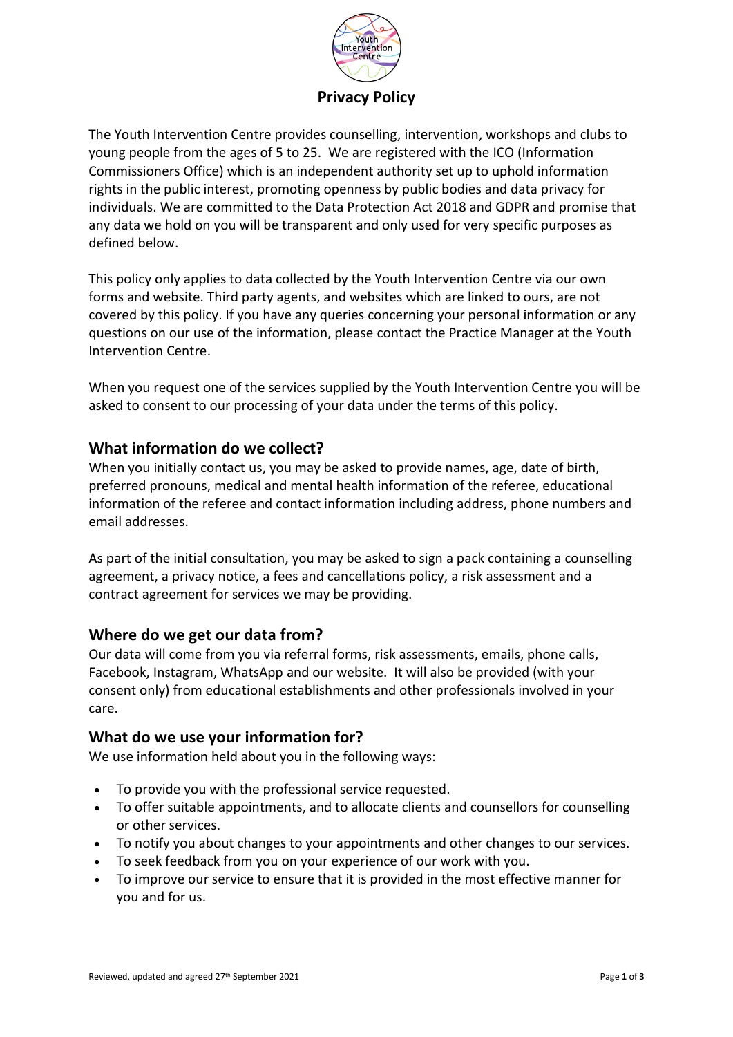# Privacy Policy

The Youth Intervention Centre provides counselling, intervention, workshops and clubs to young people from the ages of 5 to 25. We are registered with the ICO (Information Commissioners Office) which is an independent authority set up to uphold information rights in the public interest, promoting openness by public bodies and data privacy for individuals. We are committed to the Data Protection Act 2018 and GDPR and promise that any data we hold on you will be transparent and only used for very specific purposes as defined below.

This policy only applies to data collected by the Youth Intervention Centre via our own forms and website. Third party agents, and websites which are linked to ours, are not covered by this policy. If you have any queries concerning your personal information or any questions on our use of the information, please contact the Practice Manager at the Youth Intervention Centre.

When you request one of the services supplied by the Youth Intervention Centre you will be asked to consent to our processing of your data under the terms of this policy.

## What information do we collect?

When you initially contact us, you may be asked to provide names, age, date of birth, preferred pronouns, medical and mental health information of the referee, educational information of the referee and contact information including address, phone numbers and email addresses.

As part of the initial consultation, you may be asked to sign a pack containing a counselling agreement, a privacy notice, a fees and cancellations policy, a risk assessment and a contract agreement for services we may be providing.

## Where do we get our data from?

Our data will come from you via referral forms, risk assessments, emails, phone calls, Facebook, Instagram, WhatsApp and our website. It will also be provided (with your consent only) from educational establishments and other professionals involved in your care.

## What do we use your information for?

We use information held about you in the following ways:

- To provide you with the professional service requested.
- To offer suitable appointments, and to allocate clients and counsellors for counselling or other services.
- To notify you about changes to your appointments and other changes to our services.
- To seek feedback from you on your experience of our work with you.
- To improve our service to ensure that it is provided in the most effective manner for you and for us.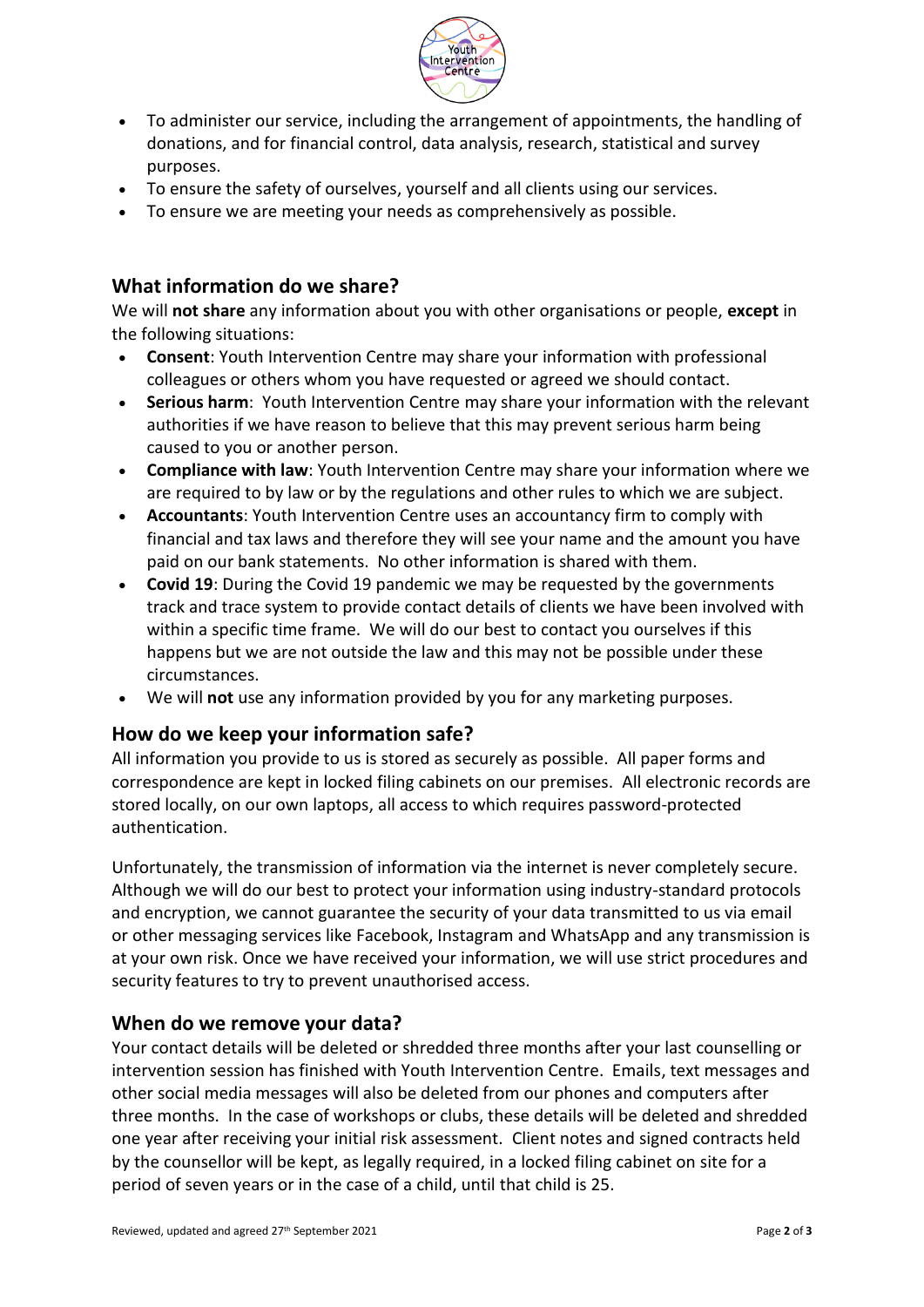- To administer our service, including the arrangement of appointments, the handling of donations, and for financial control, data analysis, research, statistical and survey purposes.
- To ensure the safety of ourselves, yourself and all clients using our services.
- To ensure we are meeting your needs as comprehensively as possible.

## What information do we share?

We will **not share** any information about you with other organisations or people, **except** in the following situations:

- **Consent**: Youth Intervention Centre may share your information with professional colleagues or others whom you have requested or agreed we should contact.
- **Serious harm**: Youth Intervention Centre may share your information with the relevant authorities if we have reason to believe that this may prevent serious harm being caused to you or another person.
- **Compliance with law**: Youth Intervention Centre may share your information where we are required to by law or by the regulations and other rules to which we are subject.
- **Accountants**: Youth Intervention Centre uses an accountancy firm to comply with financial and tax laws and therefore they will see your name and the amount you have paid on our bank statements. No other information is shared with them.
- **Covid 19**: During the Covid 19 pandemic we may be requested by the governments track and trace system to provide contact details of clients we have been involved with within a specific time frame. We will do our best to contact you ourselves if this happens but we are not outside the law and this may not be possible under these circumstances.
- We will **not** use any information provided by you for any marketing purposes.

## How do we keep your information safe?

All information you provide to us is stored as securely as possible. All paper forms and correspondence are kept in locked filing cabinets on our premises. All electronic records are stored locally, on our own laptops, all access to which requires password-protected authentication.

Unfortunately, the transmission of information via the internet is never completely secure. Although we will do our best to protect your information using industry-standard protocols and encryption, we cannot guarantee the security of your data transmitted to us via email or other messaging services like Facebook, Instagram and WhatsApp and any transmission is at your own risk. Once we have received your information, we will use strict procedures and security features to try to prevent unauthorised access.

## When do we remove your data?

Your contact details will be deleted or shredded three months after your last counselling or intervention session has finished with Youth Intervention Centre. Emails, text messages and other social media messages will also be deleted from our phones and computers after three months. In the case of workshops or clubs, these details will be deleted and shredded one year after receiving your initial risk assessment. Client notes and signed contracts held by the counsellor will be kept, as legally required, in a locked filing cabinet on site for a period of seven years or in the case of a child, until that child is 25.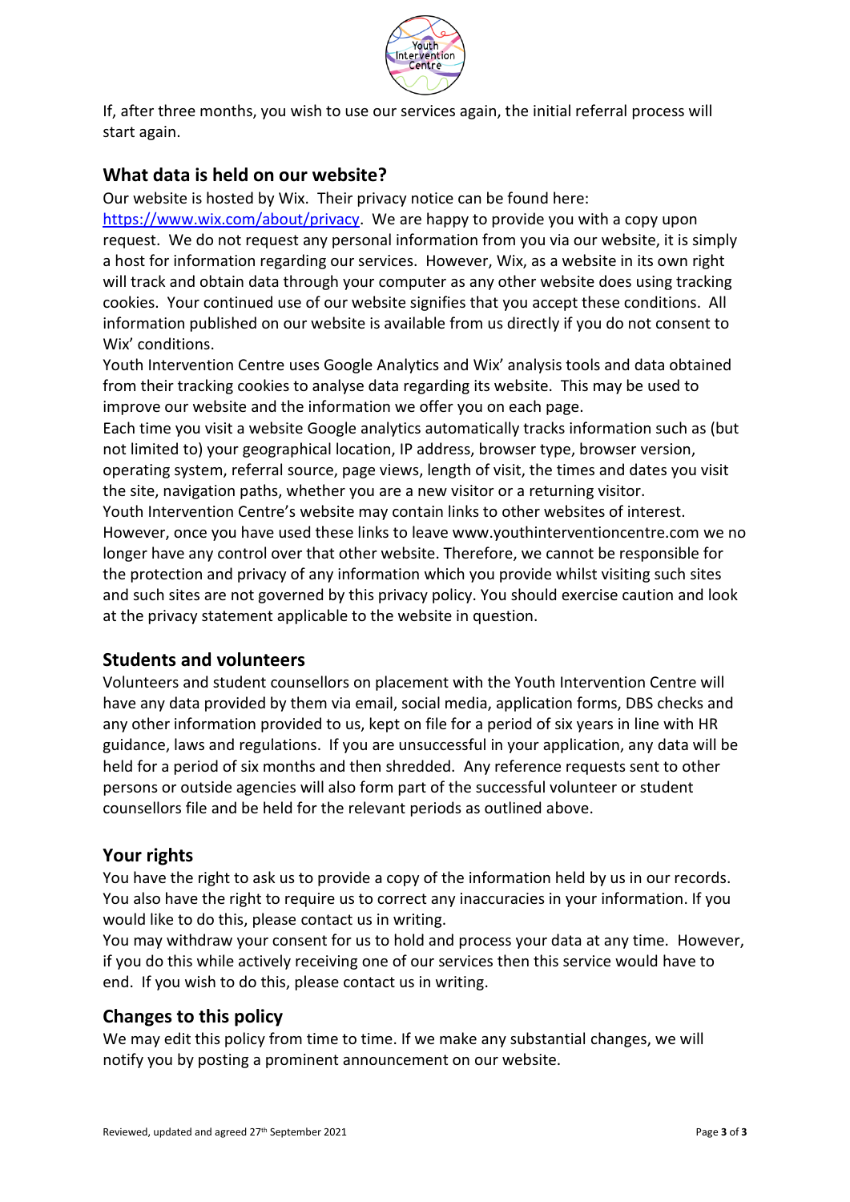If, after three months, you wish to use our services again, the initial referral process will start again.

## What data is held on our website?

Our website is hosted by Wix. Their privacy notice can be found here: [https://www.wix.com/about/privacy](https://www.wix.com/about/privacy). We are happy to provide you with a copy upon request. We do not request any personal information from you via our website, it is simply a host for information regarding our services. However, Wix, as a website in its own right will track and obtain data through your computer as any other website does using tracking cookies. Your continued use of our website signifies that you accept these conditions. All information published on our website is available from us directly if you do not consent to Wix' conditions.

Youth Intervention Centre uses Google Analytics and Wix' analysis tools and data obtained from their tracking cookies to analyse data regarding its website. This may be used to improve our website and the information we offer you on each page.

Each time you visit a website Google analytics automatically tracks information such as (but not limited to) your geographical location, IP address, browser type, browser version, operating system, referral source, page views, length of visit, the times and dates you visit the site, navigation paths, whether you are a new visitor or a returning visitor.

Youth Intervention Centre's website may contain links to other websites of interest. However, once you have used these links to leave www.youthinterventioncentre.com we no longer have any control over that other website. Therefore, we cannot be responsible for the protection and privacy of any information which you provide whilst visiting such sites and such sites are not governed by this privacy policy. You should exercise caution and look at the privacy statement applicable to the website in question.

## Students and volunteers

Volunteers and student counsellors on placement with the Youth Intervention Centre will have any data provided by them via email, social media, application forms, DBS checks and any other information provided to us, kept on file for a period of six years in line with HR guidance, laws and regulations. If you are unsuccessful in your application, any data will be held for a period of six months and then shredded. Any reference requests sent to other persons or outside agencies will also form part of the successful volunteer or student counsellors file and be held for the relevant periods as outlined above.

## Your rights

You have the right to ask us to provide a copy of the information held by us in our records. You also have the right to require us to correct any inaccuracies in your information. If you would like to do this, please contact us in writing.

You may withdraw your consent for us to hold and process your data at any time. However, if you do this while actively receiving one of our services then this service would have to end. If you wish to do this, please contact us in writing.

## Changes to this policy

We may edit this policy from time to time. If we make any substantial changes, we will notify you by posting a prominent announcement on our website.

Reviewed, updated and agreed 27th September 2021